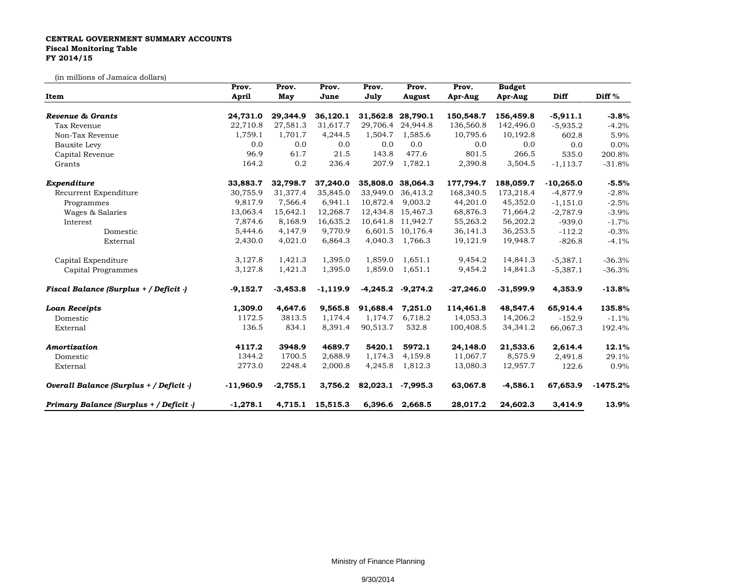**CENTRAL GOVERNMENT SUMMARY ACCOUNTS**
**Fiscal Monitoring Table**
**FY 2014/15**

(in millions of Jamaica dollars)

| Item | Prov. April | Prov. May | Prov. June | Prov. July | Prov. August | Prov. Apr-Aug | Budget Apr-Aug | Diff | Diff % |
|---|---|---|---|---|---|---|---|---|---|
| ***Revenue & Grants*** | **24,731.0** | **29,344.9** | **36,120.1** | **31,562.8** | **28,790.1** | **150,548.7** | **156,459.8** | **-5,911.1** | **-3.8%** |
| Tax Revenue | 22,710.8 | 27,581.3 | 31,617.7 | 29,706.4 | 24,944.8 | 136,560.8 | 142,496.0 | -5,935.2 | -4.2% |
| Non-Tax Revenue | 1,759.1 | 1,701.7 | 4,244.5 | 1,504.7 | 1,585.6 | 10,795.6 | 10,192.8 | 602.8 | 5.9% |
| Bauxite Levy | 0.0 | 0.0 | 0.0 | 0.0 | 0.0 | 0.0 | 0.0 | 0.0 | 0.0% |
| Capital Revenue | 96.9 | 61.7 | 21.5 | 143.8 | 477.6 | 801.5 | 266.5 | 535.0 | 200.8% |
| Grants | 164.2 | 0.2 | 236.4 | 207.9 | 1,782.1 | 2,390.8 | 3,504.5 | -1,113.7 | -31.8% |
| ***Expenditure*** | **33,883.7** | **32,798.7** | **37,240.0** | **35,808.0** | **38,064.3** | **177,794.7** | **188,059.7** | **-10,265.0** | **-5.5%** |
| Recurrent Expenditure | 30,755.9 | 31,377.4 | 35,845.0 | 33,949.0 | 36,413.2 | 168,340.5 | 173,218.4 | -4,877.9 | -2.8% |
| Programmes | 9,817.9 | 7,566.4 | 6,941.1 | 10,872.4 | 9,003.2 | 44,201.0 | 45,352.0 | -1,151.0 | -2.5% |
| Wages & Salaries | 13,063.4 | 15,642.1 | 12,268.7 | 12,434.8 | 15,467.3 | 68,876.3 | 71,664.2 | -2,787.9 | -3.9% |
| Interest | 7,874.6 | 8,168.9 | 16,635.2 | 10,641.8 | 11,942.7 | 55,263.2 | 56,202.2 | -939.0 | -1.7% |
| Domestic | 5,444.6 | 4,147.9 | 9,770.9 | 6,601.5 | 10,176.4 | 36,141.3 | 36,253.5 | -112.2 | -0.3% |
| External | 2,430.0 | 4,021.0 | 6,864.3 | 4,040.3 | 1,766.3 | 19,121.9 | 19,948.7 | -826.8 | -4.1% |
| Capital Expenditure | 3,127.8 | 1,421.3 | 1,395.0 | 1,859.0 | 1,651.1 | 9,454.2 | 14,841.3 | -5,387.1 | -36.3% |
| Capital Programmes | 3,127.8 | 1,421.3 | 1,395.0 | 1,859.0 | 1,651.1 | 9,454.2 | 14,841.3 | -5,387.1 | -36.3% |
| ***Fiscal Balance (Surplus + / Deficit -)*** | **-9,152.7** | **-3,453.8** | **-1,119.9** | **-4,245.2** | **-9,274.2** | **-27,246.0** | **-31,599.9** | **4,353.9** | **-13.8%** |
| ***Loan Receipts*** | **1,309.0** | **4,647.6** | **9,565.8** | **91,688.4** | **7,251.0** | **114,461.8** | **48,547.4** | **65,914.4** | **135.8%** |
| Domestic | 1172.5 | 3813.5 | 1,174.4 | 1,174.7 | 6,718.2 | 14,053.3 | 14,206.2 | -152.9 | -1.1% |
| External | 136.5 | 834.1 | 8,391.4 | 90,513.7 | 532.8 | 100,408.5 | 34,341.2 | 66,067.3 | 192.4% |
| ***Amortization*** | **4117.2** | **3948.9** | **4689.7** | **5420.1** | **5972.1** | **24,148.0** | **21,533.6** | **2,614.4** | **12.1%** |
| Domestic | 1344.2 | 1700.5 | 2,688.9 | 1,174.3 | 4,159.8 | 11,067.7 | 8,575.9 | 2,491.8 | 29.1% |
| External | 2773.0 | 2248.4 | 2,000.8 | 4,245.8 | 1,812.3 | 13,080.3 | 12,957.7 | 122.6 | 0.9% |
| ***Overall Balance (Surplus + / Deficit -)*** | **-11,960.9** | **-2,755.1** | **3,756.2** | **82,023.1** | **-7,995.3** | **63,067.8** | **-4,586.1** | **67,653.9** | **-1475.2%** |
| ***Primary Balance (Surplus + / Deficit -)*** | **-1,278.1** | **4,715.1** | **15,515.3** | **6,396.6** | **2,668.5** | **28,017.2** | **24,602.3** | **3,414.9** | **13.9%** |

Ministry of Finance Planning

9/30/2014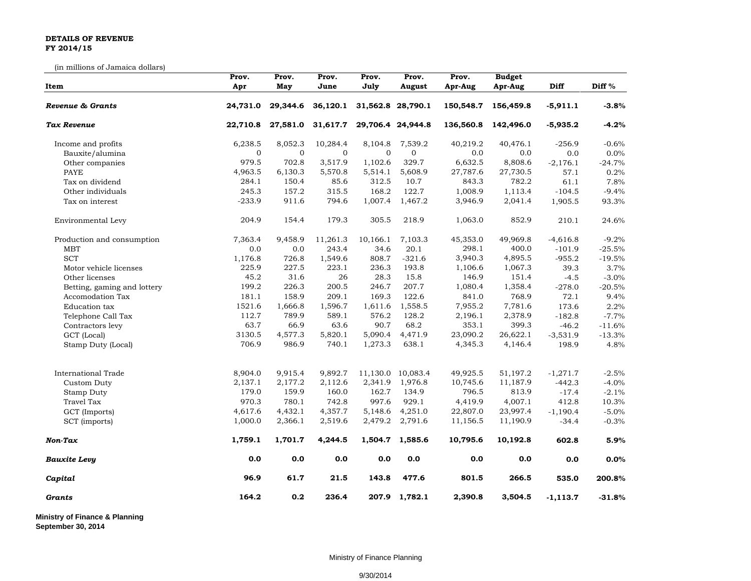**DETAILS OF REVENUE**
**FY 2014/15**

(in millions of Jamaica dollars)

| Item | Prov. Apr | Prov. May | Prov. June | Prov. July | Prov. August | Prov. Apr-Aug | Budget Apr-Aug | Diff | Diff % |
|---|---|---|---|---|---|---|---|---|---|
| ***Revenue & Grants*** | **24,731.0** | **29,344.6** | **36,120.1** | **31,562.8** | **28,790.1** | **150,548.7** | **156,459.8** | **-5,911.1** | **-3.8%** |
| ***Tax Revenue*** | **22,710.8** | **27,581.0** | **31,617.7** | **29,706.4** | **24,944.8** | **136,560.8** | **142,496.0** | **-5,935.2** | **-4.2%** |
| Income and profits | 6,238.5 | 8,052.3 | 10,284.4 | 8,104.8 | 7,539.2 | 40,219.2 | 40,476.1 | -256.9 | -0.6% |
| Bauxite/alumina | 0 | 0 | 0 | 0 | 0 | 0.0 | 0.0 | 0.0 | 0.0% |
| Other companies | 979.5 | 702.8 | 3,517.9 | 1,102.6 | 329.7 | 6,632.5 | 8,808.6 | -2,176.1 | -24.7% |
| PAYE | 4,963.5 | 6,130.3 | 5,570.8 | 5,514.1 | 5,608.9 | 27,787.6 | 27,730.5 | 57.1 | 0.2% |
| Tax on dividend | 284.1 | 150.4 | 85.6 | 312.5 | 10.7 | 843.3 | 782.2 | 61.1 | 7.8% |
| Other individuals | 245.3 | 157.2 | 315.5 | 168.2 | 122.7 | 1,008.9 | 1,113.4 | -104.5 | -9.4% |
| Tax on interest | -233.9 | 911.6 | 794.6 | 1,007.4 | 1,467.2 | 3,946.9 | 2,041.4 | 1,905.5 | 93.3% |
| Environmental Levy | 204.9 | 154.4 | 179.3 | 305.5 | 218.9 | 1,063.0 | 852.9 | 210.1 | 24.6% |
| Production and consumption | 7,363.4 | 9,458.9 | 11,261.3 | 10,166.1 | 7,103.3 | 45,353.0 | 49,969.8 | -4,616.8 | -9.2% |
| MBT | 0.0 | 0.0 | 243.4 | 34.6 | 20.1 | 298.1 | 400.0 | -101.9 | -25.5% |
| SCT | 1,176.8 | 726.8 | 1,549.6 | 808.7 | -321.6 | 3,940.3 | 4,895.5 | -955.2 | -19.5% |
| Motor vehicle licenses | 225.9 | 227.5 | 223.1 | 236.3 | 193.8 | 1,106.6 | 1,067.3 | 39.3 | 3.7% |
| Other licenses | 45.2 | 31.6 | 26 | 28.3 | 15.8 | 146.9 | 151.4 | -4.5 | -3.0% |
| Betting, gaming and lottery | 199.2 | 226.3 | 200.5 | 246.7 | 207.7 | 1,080.4 | 1,358.4 | -278.0 | -20.5% |
| Accomodation Tax | 181.1 | 158.9 | 209.1 | 169.3 | 122.6 | 841.0 | 768.9 | 72.1 | 9.4% |
| Education tax | 1521.6 | 1,666.8 | 1,596.7 | 1,611.6 | 1,558.5 | 7,955.2 | 7,781.6 | 173.6 | 2.2% |
| Telephone Call Tax | 112.7 | 789.9 | 589.1 | 576.2 | 128.2 | 2,196.1 | 2,378.9 | -182.8 | -7.7% |
| Contractors levy | 63.7 | 66.9 | 63.6 | 90.7 | 68.2 | 353.1 | 399.3 | -46.2 | -11.6% |
| GCT (Local) | 3130.5 | 4,577.3 | 5,820.1 | 5,090.4 | 4,471.9 | 23,090.2 | 26,622.1 | -3,531.9 | -13.3% |
| Stamp Duty (Local) | 706.9 | 986.9 | 740.1 | 1,273.3 | 638.1 | 4,345.3 | 4,146.4 | 198.9 | 4.8% |
| International Trade | 8,904.0 | 9,915.4 | 9,892.7 | 11,130.0 | 10,083.4 | 49,925.5 | 51,197.2 | -1,271.7 | -2.5% |
| Custom Duty | 2,137.1 | 2,177.2 | 2,112.6 | 2,341.9 | 1,976.8 | 10,745.6 | 11,187.9 | -442.3 | -4.0% |
| Stamp Duty | 179.0 | 159.9 | 160.0 | 162.7 | 134.9 | 796.5 | 813.9 | -17.4 | -2.1% |
| Travel Tax | 970.3 | 780.1 | 742.8 | 997.6 | 929.1 | 4,419.9 | 4,007.1 | 412.8 | 10.3% |
| GCT (Imports) | 4,617.6 | 4,432.1 | 4,357.7 | 5,148.6 | 4,251.0 | 22,807.0 | 23,997.4 | -1,190.4 | -5.0% |
| SCT (imports) | 1,000.0 | 2,366.1 | 2,519.6 | 2,479.2 | 2,791.6 | 11,156.5 | 11,190.9 | -34.4 | -0.3% |
| ***Non-Tax*** | **1,759.1** | **1,701.7** | **4,244.5** | **1,504.7** | **1,585.6** | **10,795.6** | **10,192.8** | **602.8** | **5.9%** |
| ***Bauxite Levy*** | **0.0** | **0.0** | **0.0** | **0.0** | **0.0** | **0.0** | **0.0** | **0.0** | **0.0%** |
| ***Capital*** | **96.9** | **61.7** | **21.5** | **143.8** | **477.6** | **801.5** | **266.5** | **535.0** | **200.8%** |
| ***Grants*** | **164.2** | **0.2** | **236.4** | **207.9** | **1,782.1** | **2,390.8** | **3,504.5** | **-1,113.7** | **-31.8%** |

**Ministry of Finance & Planning**
**September 30, 2014**